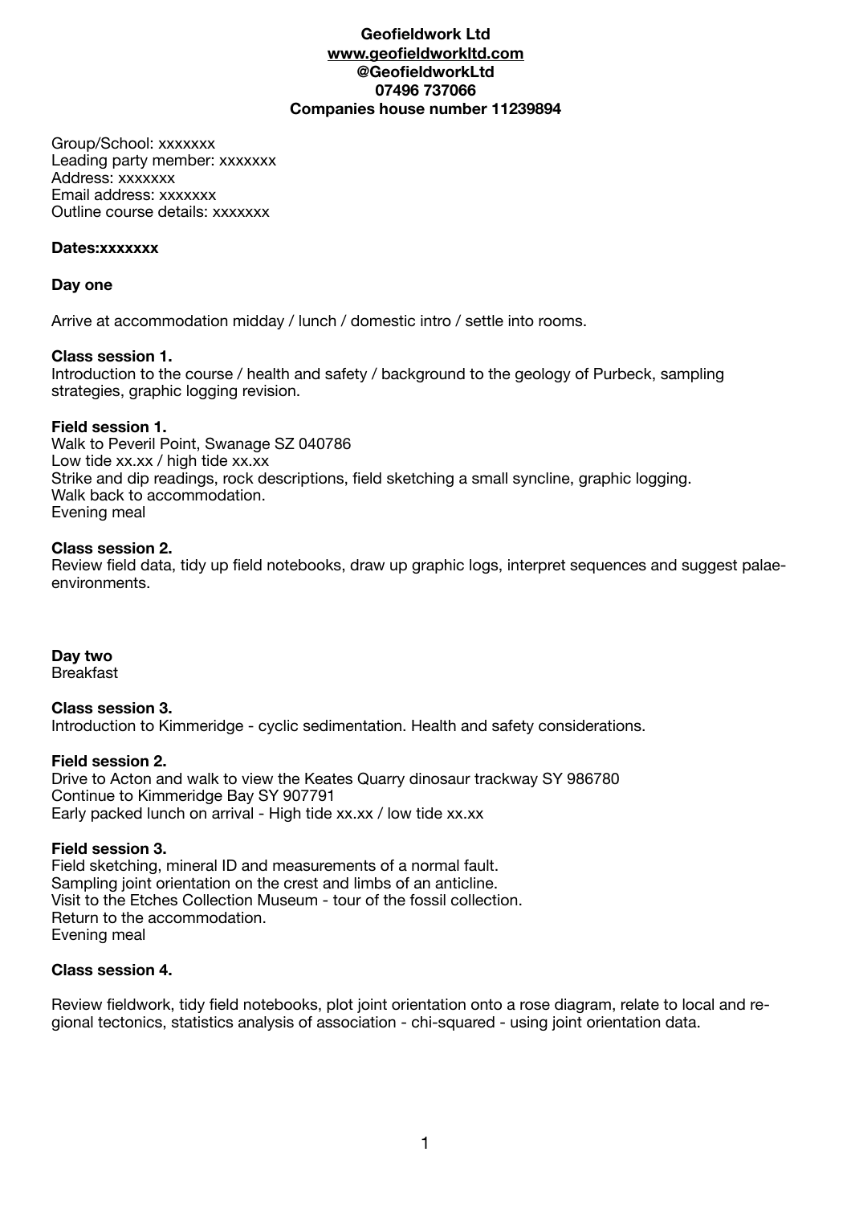**Geofieldwork Ltd**
**[www.geofieldworkltd.com](http://www.geofieldworkltd.com)**
**@GeofieldworkLtd**
**07496 737066**
**Companies house number 11239894**

Group/School: xxxxxxx
Leading party member: xxxxxxx
Address: xxxxxxx
Email address: xxxxxxx
Outline course details: xxxxxxx

**Dates:xxxxxxx**

**Day one**

Arrive at accommodation midday / lunch / domestic intro / settle into rooms.

**Class session 1.**
Introduction to the course / health and safety / background to the geology of Purbeck, sampling strategies, graphic logging revision.

**Field session 1.**
Walk to Peveril Point, Swanage SZ 040786
Low tide xx.xx / high tide xx.xx
Strike and dip readings, rock descriptions, field sketching a small syncline, graphic logging.
Walk back to accommodation.
Evening meal

**Class session 2.**
Review field data, tidy up field notebooks, draw up graphic logs, interpret sequences and suggest palae-environments.

**Day two**
Breakfast

**Class session 3.**
Introduction to Kimmeridge - cyclic sedimentation. Health and safety considerations.

**Field session 2.**
Drive to Acton and walk to view the Keates Quarry dinosaur trackway SY 986780
Continue to Kimmeridge Bay SY 907791
Early packed lunch on arrival - High tide xx.xx / low tide xx.xx

**Field session 3.**
Field sketching, mineral ID and measurements of a normal fault.
Sampling joint orientation on the crest and limbs of an anticline.
Visit to the Etches Collection Museum - tour of the fossil collection.
Return to the accommodation.
Evening meal

**Class session 4.**

Review fieldwork, tidy field notebooks, plot joint orientation onto a rose diagram, relate to local and regional tectonics, statistics analysis of association - chi-squared - using joint orientation data.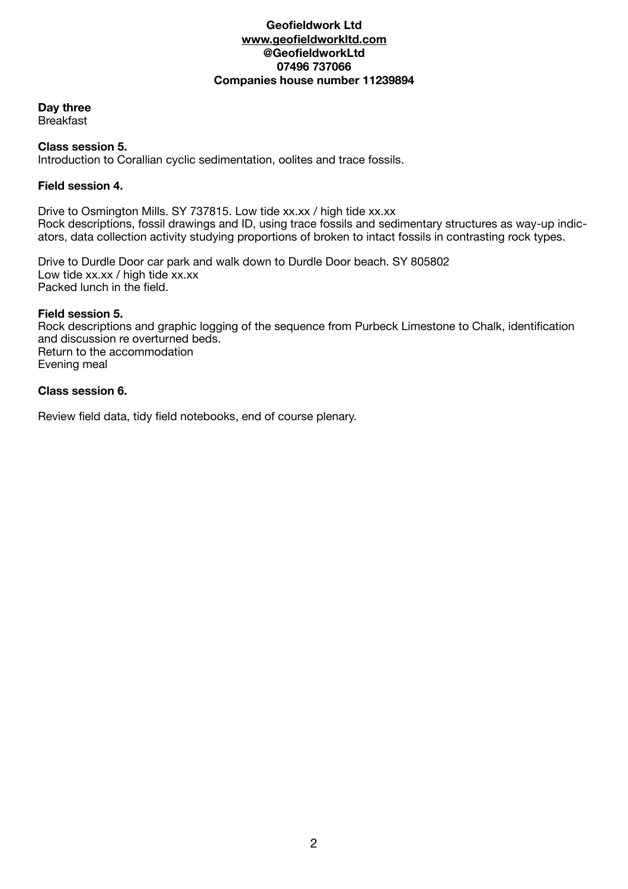**Day three**
Breakfast

**Class session 5.**
Introduction to Corallian cyclic sedimentation, oolites and trace fossils.

**Field session 4.**

Drive to Osmington Mills. SY 737815. Low tide xx.xx / high tide xx.xx
Rock descriptions, fossil drawings and ID, using trace fossils and sedimentary structures as way-up indicators, data collection activity studying proportions of broken to intact fossils in contrasting rock types.

Drive to Durdle Door car park and walk down to Durdle Door beach. SY 805802
Low tide xx.xx / high tide xx.xx
Packed lunch in the field.

**Field session 5.**
Rock descriptions and graphic logging of the sequence from Purbeck Limestone to Chalk, identification and discussion re overturned beds.
Return to the accommodation
Evening meal

**Class session 6.**

Review field data, tidy field notebooks, end of course plenary.